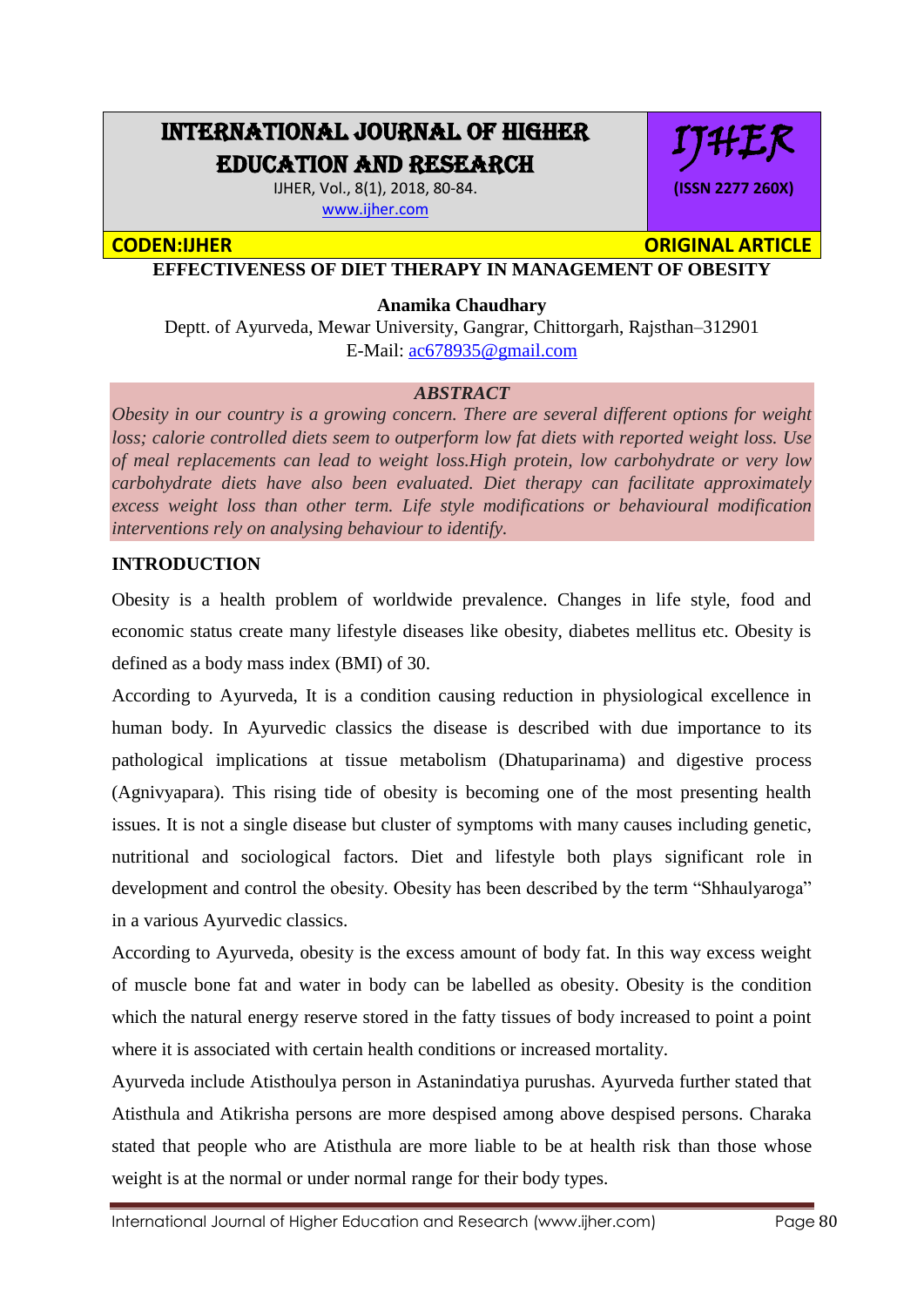# INTERNATIONAL JOURNAL OF HIGHER EDUCATION AND RESEARCH

IJHER, Vol., 8(1), 2018, 80-84.
www.ijher.com

IJHER
(ISSN 2277 260X)

**CODEN:IJHER** **ORIGINAL ARTICLE**

## EFFECTIVENESS OF DIET THERAPY IN MANAGEMENT OF OBESITY

**Anamika Chaudhary**

Deptt. of Ayurveda, Mewar University, Gangrar, Chittorgarh, Rajsthan–312901
E-Mail: ac678935@gmail.com

### *ABSTRACT*

*Obesity in our country is a growing concern. There are several different options for weight loss; calorie controlled diets seem to outperform low fat diets with reported weight loss. Use of meal replacements can lead to weight loss.High protein, low carbohydrate or very low carbohydrate diets have also been evaluated. Diet therapy can facilitate approximately excess weight loss than other term. Life style modifications or behavioural modification interventions rely on analysing behaviour to identify.*

### INTRODUCTION

Obesity is a health problem of worldwide prevalence. Changes in life style, food and economic status create many lifestyle diseases like obesity, diabetes mellitus etc. Obesity is defined as a body mass index (BMI) of 30.

According to Ayurveda, It is a condition causing reduction in physiological excellence in human body. In Ayurvedic classics the disease is described with due importance to its pathological implications at tissue metabolism (Dhatuparinama) and digestive process (Agnivyapara). This rising tide of obesity is becoming one of the most presenting health issues. It is not a single disease but cluster of symptoms with many causes including genetic, nutritional and sociological factors. Diet and lifestyle both plays significant role in development and control the obesity. Obesity has been described by the term "Shhaulyaroga" in a various Ayurvedic classics.

According to Ayurveda, obesity is the excess amount of body fat. In this way excess weight of muscle bone fat and water in body can be labelled as obesity. Obesity is the condition which the natural energy reserve stored in the fatty tissues of body increased to point a point where it is associated with certain health conditions or increased mortality.

Ayurveda include Atisthoulya person in Astanindatiya purushas. Ayurveda further stated that Atisthula and Atikrisha persons are more despised among above despised persons. Charaka stated that people who are Atisthula are more liable to be at health risk than those whose weight is at the normal or under normal range for their body types.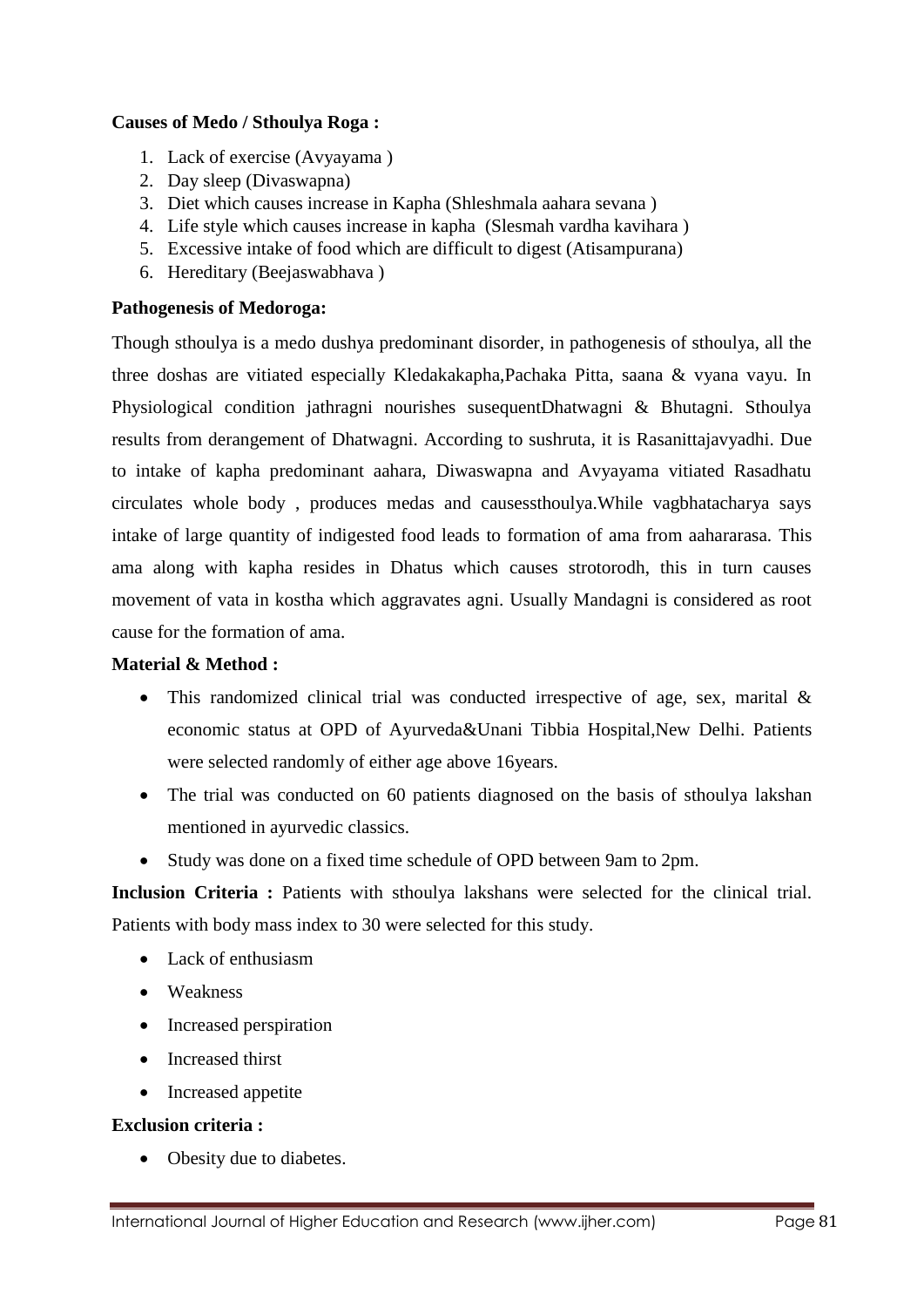**Causes of Medo / Sthoulya Roga :**

1. Lack of exercise (Avyayama )
2. Day sleep (Divaswapna)
3. Diet which causes increase in Kapha (Shleshmala aahara sevana )
4. Life style which causes increase in kapha (Slesmah vardha kavihara )
5. Excessive intake of food which are difficult to digest (Atisampurana)
6. Hereditary (Beejaswabhava )

**Pathogenesis of Medoroga:**

Though sthoulya is a medo dushya predominant disorder, in pathogenesis of sthoulya, all the three doshas are vitiated especially Kledakakapha,Pachaka Pitta, saana & vyana vayu. In Physiological condition jathragni nourishes susequentDhatwagni & Bhutagni. Sthoulya results from derangement of Dhatwagni. According to sushruta, it is Rasanittajavyadhi. Due to intake of kapha predominant aahara, Diwaswapna and Avyayama vitiated Rasadhatu circulates whole body , produces medas and causessthoulya.While vagbhatacharya says intake of large quantity of indigested food leads to formation of ama from aahararasa. This ama along with kapha resides in Dhatus which causes strotorodh, this in turn causes movement of vata in kostha which aggravates agni. Usually Mandagni is considered as root cause for the formation of ama.

**Material & Method :**

- This randomized clinical trial was conducted irrespective of age, sex, marital & economic status at OPD of Ayurveda&Unani Tibbia Hospital,New Delhi. Patients were selected randomly of either age above 16years.
- The trial was conducted on 60 patients diagnosed on the basis of sthoulya lakshan mentioned in ayurvedic classics.
- Study was done on a fixed time schedule of OPD between 9am to 2pm.

**Inclusion Criteria :** Patients with sthoulya lakshans were selected for the clinical trial. Patients with body mass index to 30 were selected for this study.

- Lack of enthusiasm
- Weakness
- Increased perspiration
- Increased thirst
- Increased appetite

**Exclusion criteria :**

- Obesity due to diabetes.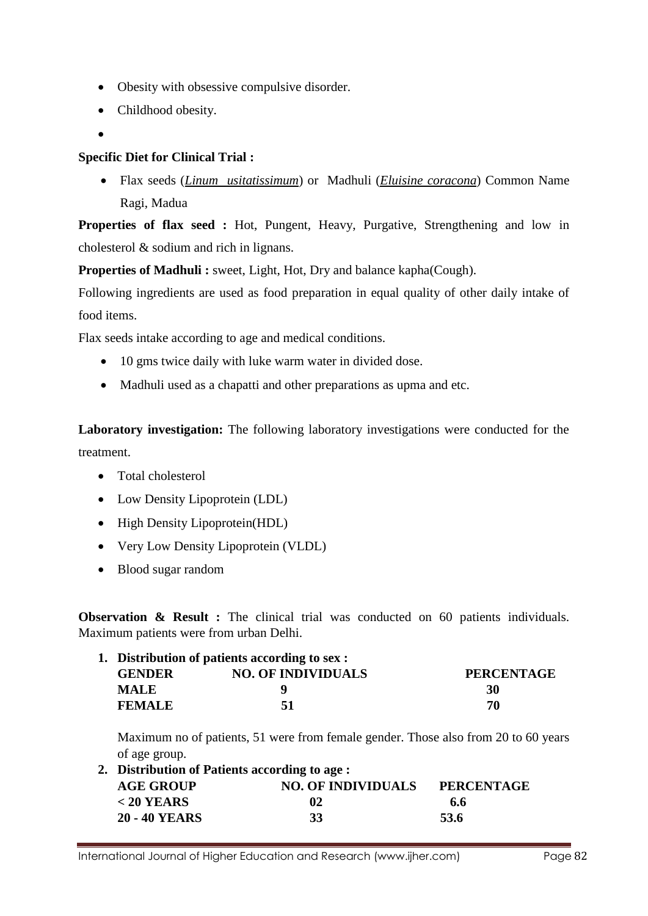- Obesity with obsessive compulsive disorder.
- Childhood obesity.
- 

**Specific Diet for Clinical Trial :**

- Flax seeds (***Linum usitatissimum***) or Madhuli (***Eluisine coracona***) Common Name Ragi, Madua

**Properties of flax seed :** Hot, Pungent, Heavy, Purgative, Strengthening and low in cholesterol & sodium and rich in lignans.

**Properties of Madhuli :** sweet, Light, Hot, Dry and balance kapha(Cough).

Following ingredients are used as food preparation in equal quality of other daily intake of food items.

Flax seeds intake according to age and medical conditions.

- 10 gms twice daily with luke warm water in divided dose.
- Madhuli used as a chapatti and other preparations as upma and etc.

**Laboratory investigation:** The following laboratory investigations were conducted for the treatment.

- Total cholesterol
- Low Density Lipoprotein (LDL)
- High Density Lipoprotein(HDL)
- Very Low Density Lipoprotein (VLDL)
- Blood sugar random

**Observation & Result :** The clinical trial was conducted on 60 patients individuals. Maximum patients were from urban Delhi.

1. **Distribution of patients according to sex :**

| GENDER | NO. OF INDIVIDUALS | PERCENTAGE |
|---|---|---|
| MALE | 9 | 30 |
| FEMALE | 51 | 70 |

Maximum no of patients, 51 were from female gender. Those also from 20 to 60 years of age group.

2. **Distribution of Patients according to age :**

| AGE GROUP | NO. OF INDIVIDUALS | PERCENTAGE |
|---|---|---|
| < 20 YEARS | 02 | 6.6 |
| 20 - 40 YEARS | 33 | 53.6 |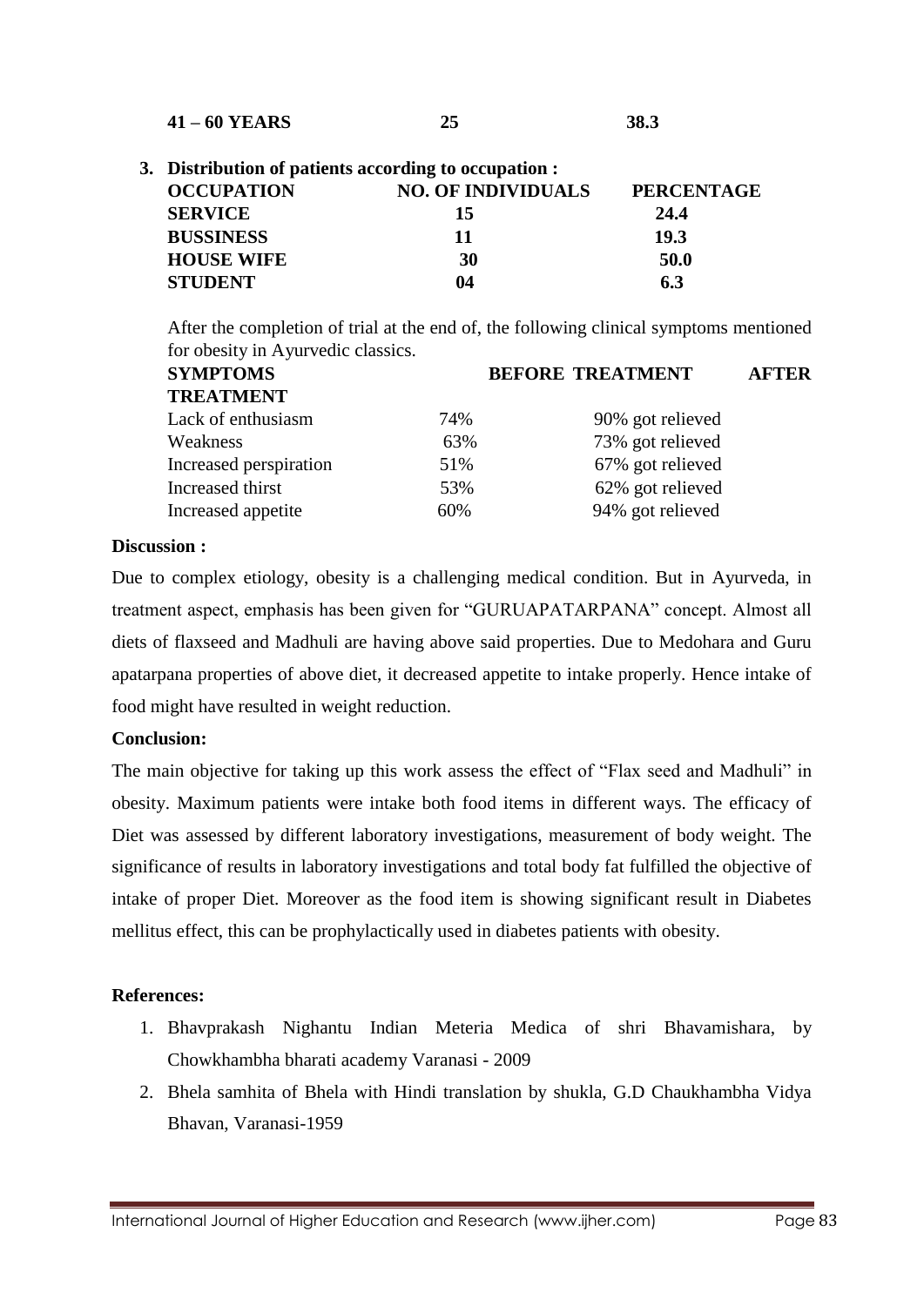| | | |
|---|---|---|
| **41 – 60 YEARS** | **25** | **38.3** |

**3. Distribution of patients according to occupation :**

| OCCUPATION | NO. OF INDIVIDUALS | PERCENTAGE |
|---|---|---|
| **SERVICE** | **15** | **24.4** |
| **BUSSINESS** | **11** | **19.3** |
| **HOUSE WIFE** | **30** | **50.0** |
| **STUDENT** | **04** | **6.3** |

After the completion of trial at the end of, the following clinical symptoms mentioned for obesity in Ayurvedic classics.

| SYMPTOMS | BEFORE TREATMENT | AFTER TREATMENT |
|---|---|---|
| Lack of enthusiasm | 74% | 90% got relieved |
| Weakness | 63% | 73% got relieved |
| Increased perspiration | 51% | 67% got relieved |
| Increased thirst | 53% | 62% got relieved |
| Increased appetite | 60% | 94% got relieved |

**Discussion :**

Due to complex etiology, obesity is a challenging medical condition. But in Ayurveda, in treatment aspect, emphasis has been given for "GURUAPATARPANA" concept. Almost all diets of flaxseed and Madhuli are having above said properties. Due to Medohara and Guru apatarpana properties of above diet, it decreased appetite to intake properly. Hence intake of food might have resulted in weight reduction.

**Conclusion:**

The main objective for taking up this work assess the effect of "Flax seed and Madhuli" in obesity. Maximum patients were intake both food items in different ways. The efficacy of Diet was assessed by different laboratory investigations, measurement of body weight. The significance of results in laboratory investigations and total body fat fulfilled the objective of intake of proper Diet. Moreover as the food item is showing significant result in Diabetes mellitus effect, this can be prophylactically used in diabetes patients with obesity.

**References:**

1. Bhavprakash Nighantu Indian Meteria Medica of shri Bhavamishara, by Chowkhambha bharati academy Varanasi - 2009
2. Bhela samhita of Bhela with Hindi translation by shukla, G.D Chaukhambha Vidya Bhavan, Varanasi-1959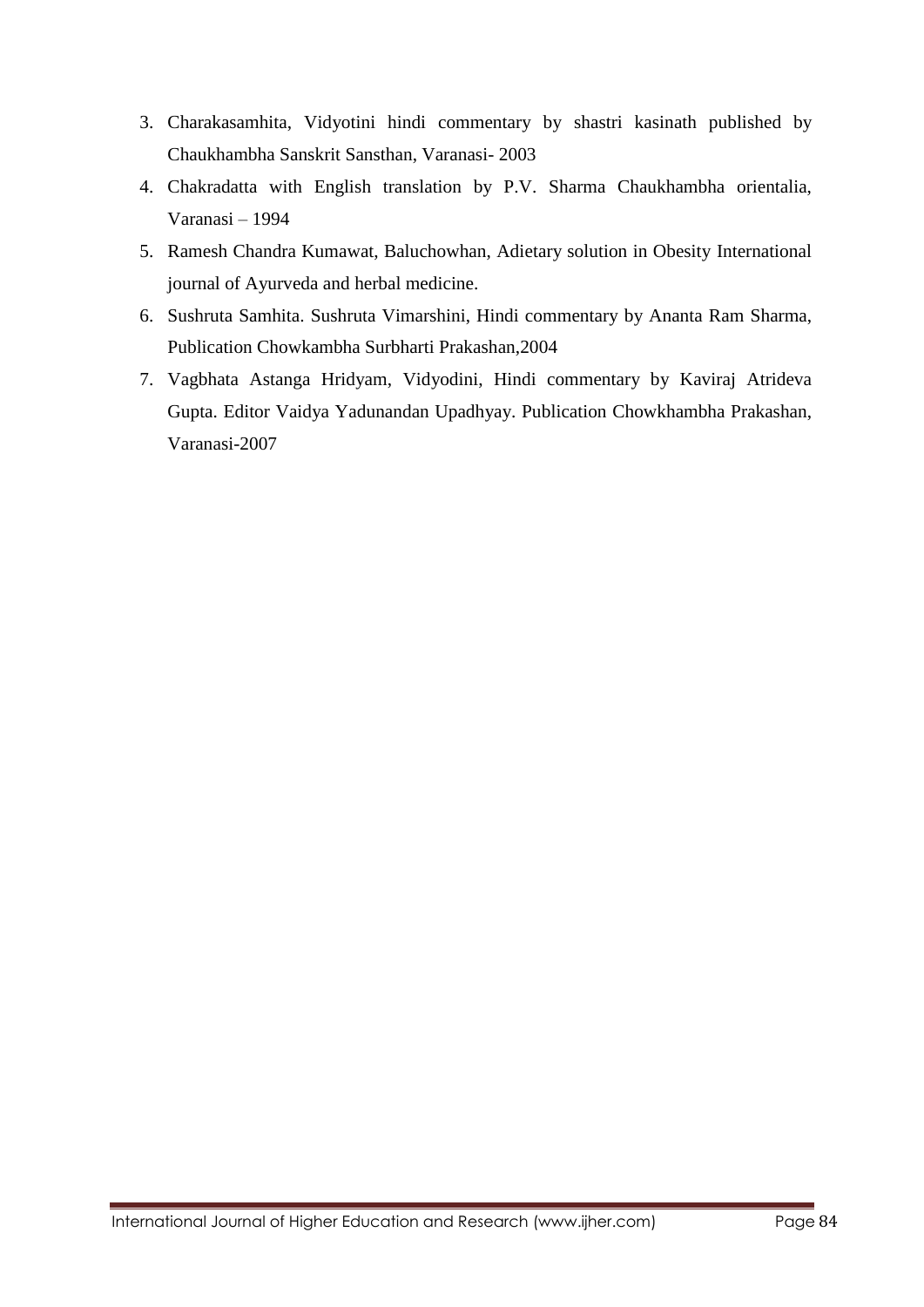3. Charakasamhita, Vidyotini hindi commentary by shastri kasinath published by Chaukhambha Sanskrit Sansthan, Varanasi- 2003
4. Chakradatta with English translation by P.V. Sharma Chaukhambha orientalia, Varanasi – 1994
5. Ramesh Chandra Kumawat, Baluchowhan, Adietary solution in Obesity International journal of Ayurveda and herbal medicine.
6. Sushruta Samhita. Sushruta Vimarshini, Hindi commentary by Ananta Ram Sharma, Publication Chowkambha Surbharti Prakashan,2004
7. Vagbhata Astanga Hridyam, Vidyodini, Hindi commentary by Kaviraj Atrideva Gupta. Editor Vaidya Yadunandan Upadhyay. Publication Chowkhambha Prakashan, Varanasi-2007